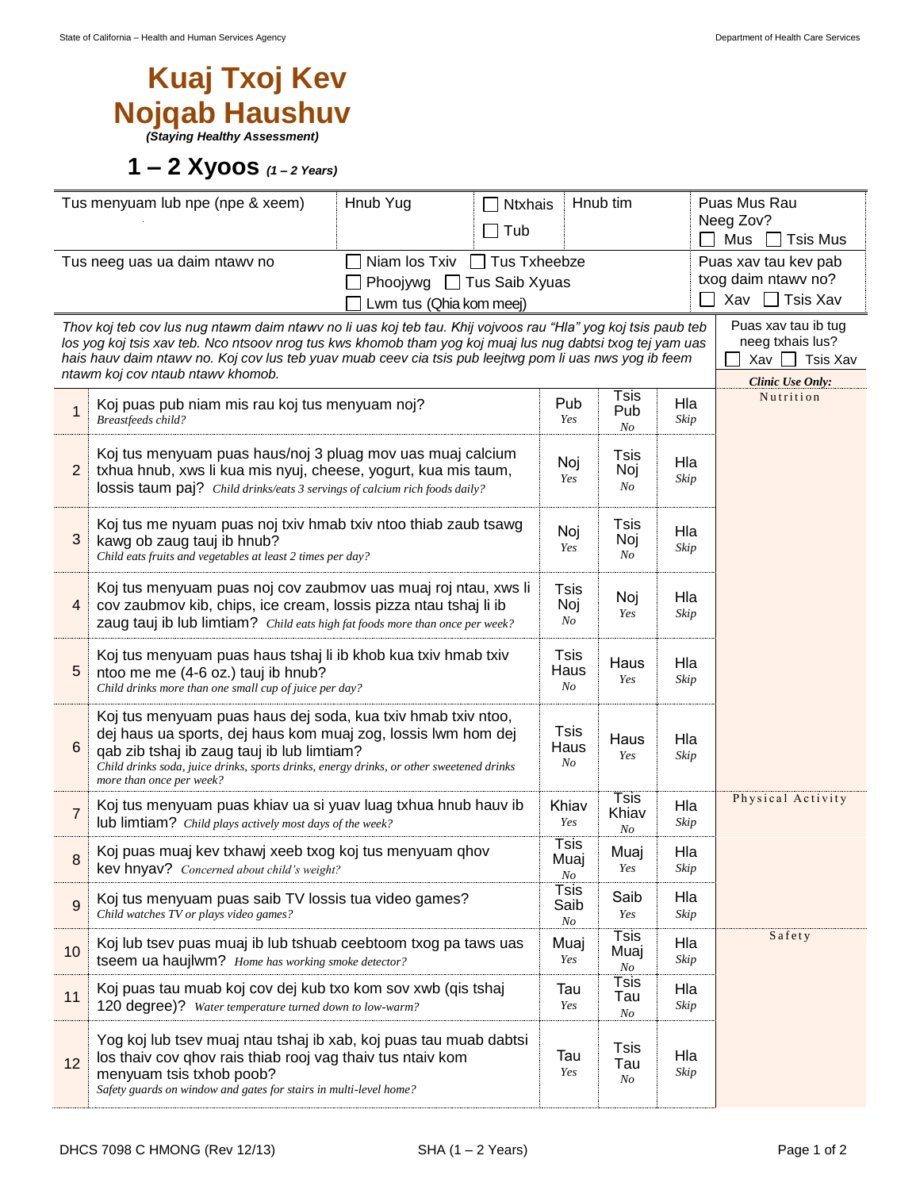# Kuaj Txoj Kev Nojqab Haushuv

***(Staying Healthy Assessment)***

## 1 – 2 Xyoos *(1 – 2 Years)*

| Tus menyuam lub npe (npe & xeem) | Hnub Yug | ☐ Ntxhais ☐ Tub | Hnub tim | Puas Mus Rau Neeg Zov? ☐ Mus ☐ Tsis Mus |
|---|---|---|---|---|
| Tus neeg uas ua daim ntawv no | ☐ Niam los Txiv ☐ Tus Txheebze ☐ Phoojywg ☐ Tus Saib Xyuas ☐ Lwm tus (Qhia kom meej) | | | Puas xav tau kev pab txog daim ntawv no? ☐ Xav ☐ Tsis Xav |

*Thov koj teb cov lus nug ntawm daim ntawv no li uas koj teb tau. Khij vojvoos rau "Hla" yog koj tsis paub teb los yog koj tsis xav teb. Nco ntsoov nrog tus kws khomob tham yog koj muaj lus nug dabtsi txog tej yam uas hais hauv daim ntawv no. Koj cov lus teb yuav muab ceev cia tsis pub leejtwg pom li uas nws yog ib feem ntawm koj cov ntaub ntawv khomob.*

Puas xav tau ib tug neeg txhais lus? ☐ Xav ☐ Tsis Xav

| # | Question | | | | *Clinic Use Only:* |
|---|---|---|---|---|---|
| 1 | Koj puas pub niam mis rau koj tus menyuam noj? *Breastfeeds child?* | Pub *Yes* | Tsis Pub *No* | Hla *Skip* | Nutrition |
| 2 | Koj tus menyuam puas haus/noj 3 pluag mov uas muaj calcium txhua hnub, xws li kua mis nyuj, cheese, yogurt, kua mis taum, lossis taum paj? *Child drinks/eats 3 servings of calcium rich foods daily?* | Noj *Yes* | Tsis Noj *No* | Hla *Skip* | |
| 3 | Koj tus me nyuam puas noj txiv hmab txiv ntoo thiab zaub tsawg kawg ob zaug tauj ib hnub? *Child eats fruits and vegetables at least 2 times per day?* | Noj *Yes* | Tsis Noj *No* | Hla *Skip* | |
| 4 | Koj tus menyuam puas noj cov zaubmov uas muaj roj ntau, xws li cov zaubmov kib, chips, ice cream, lossis pizza ntau tshaj li ib zaug tauj ib lub limtiam? *Child eats high fat foods more than once per week?* | Tsis Noj *No* | Noj *Yes* | Hla *Skip* | |
| 5 | Koj tus menyuam puas haus tshaj li ib khob kua txiv hmab txiv ntoo me me (4-6 oz.) tauj ib hnub? *Child drinks more than one small cup of juice per day?* | Tsis Haus *No* | Haus *Yes* | Hla *Skip* | |
| 6 | Koj tus menyuam puas haus dej soda, kua txiv hmab txiv ntoo, dej haus ua sports, dej haus kom muaj zog, lossis lwm hom dej qab zib tshaj ib zaug tauj ib lub limtiam? *Child drinks soda, juice drinks, sports drinks, energy drinks, or other sweetened drinks more than once per week?* | Tsis Haus *No* | Haus *Yes* | Hla *Skip* | |
| 7 | Koj tus menyuam puas khiav ua si yuav luag txhua hnub hauv ib lub limtiam? *Child plays actively most days of the week?* | Khiav *Yes* | Tsis Khiav *No* | Hla *Skip* | Physical Activity |
| 8 | Koj puas muaj kev txhawj xeeb txog koj tus menyuam qhov kev hnyav? *Concerned about child's weight?* | Tsis Muaj *No* | Muaj *Yes* | Hla *Skip* | |
| 9 | Koj tus menyuam puas saib TV lossis tua video games? *Child watches TV or plays video games?* | Tsis Saib *No* | Saib *Yes* | Hla *Skip* | |
| 10 | Koj lub tsev puas muaj ib lub tshuab ceebtoom txog pa taws uas tseem ua haujlwm? *Home has working smoke detector?* | Muaj *Yes* | Tsis Muaj *No* | Hla *Skip* | Safety |
| 11 | Koj puas tau muab koj cov dej kub txo kom sov xwb (qis tshaj 120 degree)? *Water temperature turned down to low-warm?* | Tau *Yes* | Tsis Tau *No* | Hla *Skip* | |
| 12 | Yog koj lub tsev muaj ntau tshaj ib xab, koj puas tau muab dabtsi los thaiv cov qhov rais thiab rooj vag thaiv tus ntaiv kom menyuam tsis txhob poob? *Safety guards on window and gates for stairs in multi-level home?* | Tau *Yes* | Tsis Tau *No* | Hla *Skip* | |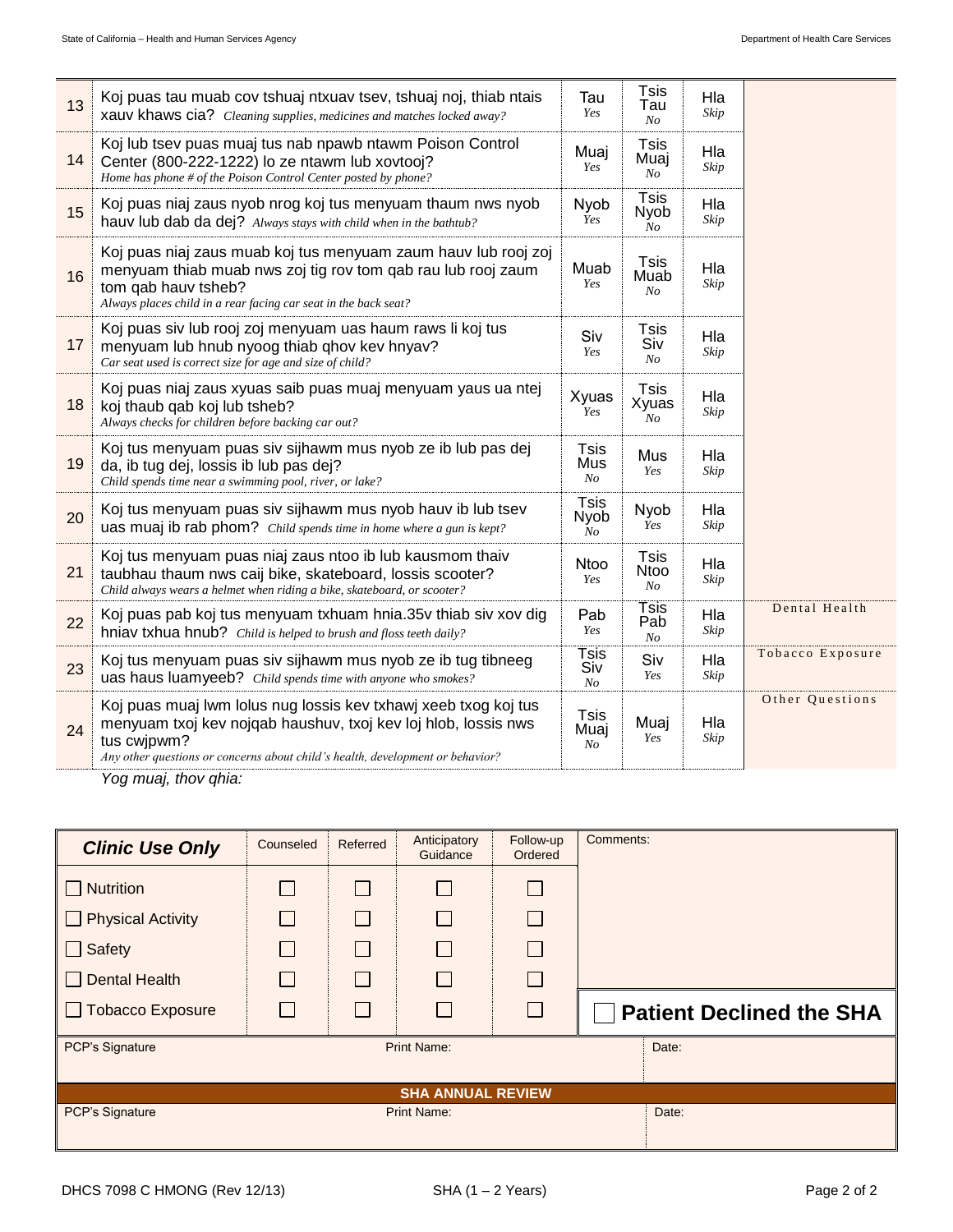| | | | | | |
|---|---|---|---|---|---|
| 13 | Koj puas tau muab cov tshuaj ntxuav tsev, tshuaj noj, thiab ntais xauv khaws cia? *Cleaning supplies, medicines and matches locked away?* | Tau *Yes* | Tsis Tau *No* | Hla *Skip* | |
| 14 | Koj lub tsev puas muaj tus nab npawb ntawm Poison Control Center (800-222-1222) lo ze ntawm lub xovtooj? *Home has phone # of the Poison Control Center posted by phone?* | Muaj *Yes* | Tsis Muaj *No* | Hla *Skip* | |
| 15 | Koj puas niaj zaus nyob nrog koj tus menyuam thaum nws nyob hauv lub dab da dej? *Always stays with child when in the bathtub?* | Nyob *Yes* | Tsis Nyob *No* | Hla *Skip* | |
| 16 | Koj puas niaj zaus muab koj tus menyuam zaum hauv lub rooj zoj menyuam thiab muab nws zoj tig rov tom qab rau lub rooj zaum tom qab hauv tsheb? *Always places child in a rear facing car seat in the back seat?* | Muab *Yes* | Tsis Muab *No* | Hla *Skip* | |
| 17 | Koj puas siv lub rooj zoj menyuam uas haum raws li koj tus menyuam lub hnub nyoog thiab qhov kev hnyav? *Car seat used is correct size for age and size of child?* | Siv *Yes* | Tsis Siv *No* | Hla *Skip* | |
| 18 | Koj puas niaj zaus xyuas saib puas muaj menyuam yaus ua ntej koj thaub qab koj lub tsheb? *Always checks for children before backing car out?* | Xyuas *Yes* | Tsis Xyuas *No* | Hla *Skip* | |
| 19 | Koj tus menyuam puas siv sijhawm mus nyob ze ib lub pas dej da, ib tug dej, lossis ib lub pas dej? *Child spends time near a swimming pool, river, or lake?* | Tsis Mus *No* | Mus *Yes* | Hla *Skip* | |
| 20 | Koj tus menyuam puas siv sijhawm mus nyob hauv ib lub tsev uas muaj ib rab phom? *Child spends time in home where a gun is kept?* | Tsis Nyob *No* | Nyob *Yes* | Hla *Skip* | |
| 21 | Koj tus menyuam puas niaj zaus ntoo ib lub kausmom thaiv taubhau thaum nws caij bike, skateboard, lossis scooter? *Child always wears a helmet when riding a bike, skateboard, or scooter?* | Ntoo *Yes* | Tsis Ntoo *No* | Hla *Skip* | |
| 22 | Koj puas pab koj tus menyuam txhuam hnia.35v thiab siv xov dig hniav txhua hnub? *Child is helped to brush and floss teeth daily?* | Pab *Yes* | Tsis Pab *No* | Hla *Skip* | Dental Health |
| 23 | Koj tus menyuam puas siv sijhawm mus nyob ze ib tug tibneeg uas haus luamyeeb? *Child spends time with anyone who smokes?* | Tsis Siv *No* | Siv *Yes* | Hla *Skip* | Tobacco Exposure |
| 24 | Koj puas muaj lwm lolus nug lossis kev txhawj xeeb txog koj tus menyuam txoj kev nojqab haushuv, txoj kev loj hlob, lossis nws tus cwjpwm? *Any other questions or concerns about child's health, development or behavior?* | Tsis Muaj *No* | Muaj *Yes* | Hla *Skip* | Other Questions |

*Yog muaj, thov qhia:*

| ***Clinic Use Only*** | Counseled | Referred | Anticipatory Guidance | Follow-up Ordered | Comments: |
|---|---|---|---|---|---|
| ☐ Nutrition | ☐ | ☐ | ☐ | ☐ | |
| ☐ Physical Activity | ☐ | ☐ | ☐ | ☐ | |
| ☐ Safety | ☐ | ☐ | ☐ | ☐ | |
| ☐ Dental Health | ☐ | ☐ | ☐ | ☐ | |
| ☐ Tobacco Exposure | ☐ | ☐ | ☐ | ☐ | ☐ **Patient Declined the SHA** |

| PCP's Signature | Print Name: | Date: |
|---|---|---|
| | | |

**SHA ANNUAL REVIEW**

| PCP's Signature | Print Name: | Date: |
|---|---|---|
| | | |

DHCS 7098 C HMONG (Rev 12/13) SHA (1 – 2 Years)